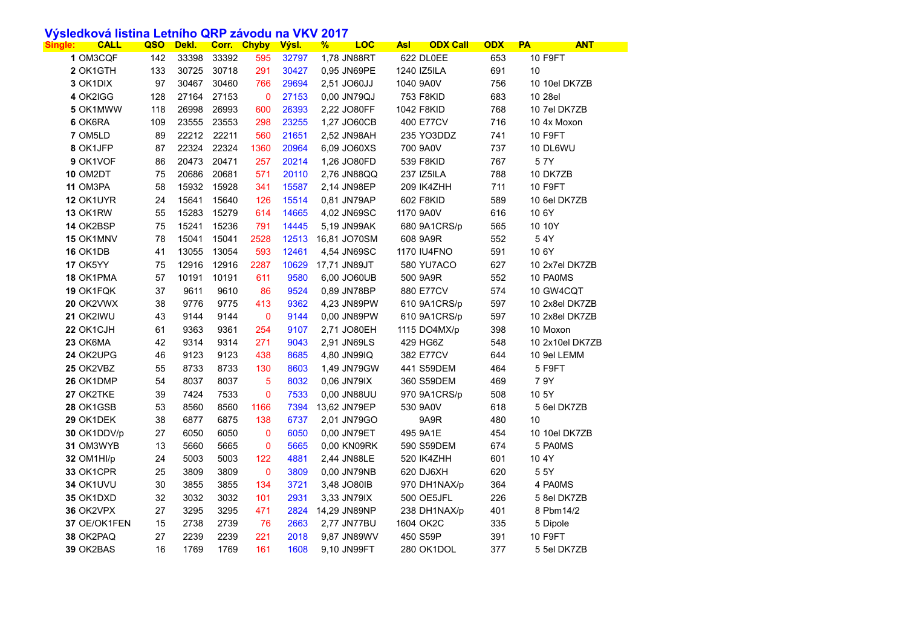# Výsledková listina Letního QRP závodu na VKV 2017

| Single: | CALL | QSO | Dekl. | Corr. | Chyby | Výsl. | % | LOC | Asl | ODX Call | ODX | PA | ANT |
|---|---|---|---|---|---|---|---|---|---|---|---|---|---|
| 1 | OM3CQF | 142 | 33398 | 33392 | 595 | 32797 | 1,78 | JN88RT | 622 | DL0EE | 653 | 10 | F9FT |
| 2 | OK1GTH | 133 | 30725 | 30718 | 291 | 30427 | 0,95 | JN69PE | 1240 | IZ5ILA | 691 | 10 | |
| 3 | OK1DIX | 97 | 30467 | 30460 | 766 | 29694 | 2,51 | JO60JJ | 1040 | 9A0V | 756 | 10 | 10el DK7ZB |
| 4 | OK2IGG | 128 | 27164 | 27153 | 0 | 27153 | 0,00 | JN79QJ | 753 | F8KID | 683 | 10 | 28el |
| 5 | OK1MWW | 118 | 26998 | 26993 | 600 | 26393 | 2,22 | JO80FF | 1042 | F8KID | 768 | 10 | 7el DK7ZB |
| 6 | OK6RA | 109 | 23555 | 23553 | 298 | 23255 | 1,27 | JO60CB | 400 | E77CV | 716 | 10 | 4x Moxon |
| 7 | OM5LD | 89 | 22212 | 22211 | 560 | 21651 | 2,52 | JN98AH | 235 | YO3DDZ | 741 | 10 | F9FT |
| 8 | OK1JFP | 87 | 22324 | 22324 | 1360 | 20964 | 6,09 | JO60XS | 700 | 9A0V | 737 | 10 | DL6WU |
| 9 | OK1VOF | 86 | 20473 | 20471 | 257 | 20214 | 1,26 | JO80FD | 539 | F8KID | 767 | 5 | 7Y |
| 10 | OM2DT | 75 | 20686 | 20681 | 571 | 20110 | 2,76 | JN88QQ | 237 | IZ5ILA | 788 | 10 | DK7ZB |
| 11 | OM3PA | 58 | 15932 | 15928 | 341 | 15587 | 2,14 | JN98EP | 209 | IK4ZHH | 711 | 10 | F9FT |
| 12 | OK1UYR | 24 | 15641 | 15640 | 126 | 15514 | 0,81 | JN79AP | 602 | F8KID | 589 | 10 | 6el DK7ZB |
| 13 | OK1RW | 55 | 15283 | 15279 | 614 | 14665 | 4,02 | JN69SC | 1170 | 9A0V | 616 | 10 | 6Y |
| 14 | OK2BSP | 75 | 15241 | 15236 | 791 | 14445 | 5,19 | JN99AK | 680 | 9A1CRS/p | 565 | 10 | 10Y |
| 15 | OK1MNV | 78 | 15041 | 15041 | 2528 | 12513 | 16,81 | JO70SM | 608 | 9A9R | 552 | 5 | 4Y |
| 16 | OK1DB | 41 | 13055 | 13054 | 593 | 12461 | 4,54 | JN69SC | 1170 | IU4FNO | 591 | 10 | 6Y |
| 17 | OK5YY | 75 | 12916 | 12916 | 2287 | 10629 | 17,71 | JN89JT | 580 | YU7ACO | 627 | 10 | 2x7el DK7ZB |
| 18 | OK1PMA | 57 | 10191 | 10191 | 611 | 9580 | 6,00 | JO60UB | 500 | 9A9R | 552 | 10 | PA0MS |
| 19 | OK1FQK | 37 | 9611 | 9610 | 86 | 9524 | 0,89 | JN78BP | 880 | E77CV | 574 | 10 | GW4CQT |
| 20 | OK2VWX | 38 | 9776 | 9775 | 413 | 9362 | 4,23 | JN89PW | 610 | 9A1CRS/p | 597 | 10 | 2x8el DK7ZB |
| 21 | OK2IWU | 43 | 9144 | 9144 | 0 | 9144 | 0,00 | JN89PW | 610 | 9A1CRS/p | 597 | 10 | 2x8el DK7ZB |
| 22 | OK1CJH | 61 | 9363 | 9361 | 254 | 9107 | 2,71 | JO80EH | 1115 | DO4MX/p | 398 | 10 | Moxon |
| 23 | OK6MA | 42 | 9314 | 9314 | 271 | 9043 | 2,91 | JN69LS | 429 | HG6Z | 548 | 10 | 2x10el DK7ZB |
| 24 | OK2UPG | 46 | 9123 | 9123 | 438 | 8685 | 4,80 | JN99IQ | 382 | E77CV | 644 | 10 | 9el LEMM |
| 25 | OK2VBZ | 55 | 8733 | 8733 | 130 | 8603 | 1,49 | JN79GW | 441 | S59DEM | 464 | 5 | F9FT |
| 26 | OK1DMP | 54 | 8037 | 8037 | 5 | 8032 | 0,06 | JN79IX | 360 | S59DEM | 469 | 7 | 9Y |
| 27 | OK2TKE | 39 | 7424 | 7533 | 0 | 7533 | 0,00 | JN88UU | 970 | 9A1CRS/p | 508 | 10 | 5Y |
| 28 | OK1GSB | 53 | 8560 | 8560 | 1166 | 7394 | 13,62 | JN79EP | 530 | 9A0V | 618 | 5 | 6el DK7ZB |
| 29 | OK1DEK | 38 | 6877 | 6875 | 138 | 6737 | 2,01 | JN79GO | | 9A9R | 480 | 10 | |
| 30 | OK1DDV/p | 27 | 6050 | 6050 | 0 | 6050 | 0,00 | JN79ET | 495 | 9A1E | 454 | 10 | 10el DK7ZB |
| 31 | OM3WYB | 13 | 5660 | 5665 | 0 | 5665 | 0,00 | KN09RK | 590 | S59DEM | 674 | 5 | PA0MS |
| 32 | OM1HI/p | 24 | 5003 | 5003 | 122 | 4881 | 2,44 | JN88LE | 520 | IK4ZHH | 601 | 10 | 4Y |
| 33 | OK1CPR | 25 | 3809 | 3809 | 0 | 3809 | 0,00 | JN79NB | 620 | DJ6XH | 620 | 5 | 5Y |
| 34 | OK1UVU | 30 | 3855 | 3855 | 134 | 3721 | 3,48 | JO80IB | 970 | DH1NAX/p | 364 | 4 | PA0MS |
| 35 | OK1DXD | 32 | 3032 | 3032 | 101 | 2931 | 3,33 | JN79IX | 500 | OE5JFL | 226 | 5 | 8el DK7ZB |
| 36 | OK2VPX | 27 | 3295 | 3295 | 471 | 2824 | 14,29 | JN89NP | 238 | DH1NAX/p | 401 | 8 | Pbm14/2 |
| 37 | OE/OK1FEN | 15 | 2738 | 2739 | 76 | 2663 | 2,77 | JN77BU | 1604 | OK2C | 335 | 5 | Dipole |
| 38 | OK2PAQ | 27 | 2239 | 2239 | 221 | 2018 | 9,87 | JN89WV | 450 | S59P | 391 | 10 | F9FT |
| 39 | OK2BAS | 16 | 1769 | 1769 | 161 | 1608 | 9,10 | JN99FT | 280 | OK1DOL | 377 | 5 | 5el DK7ZB |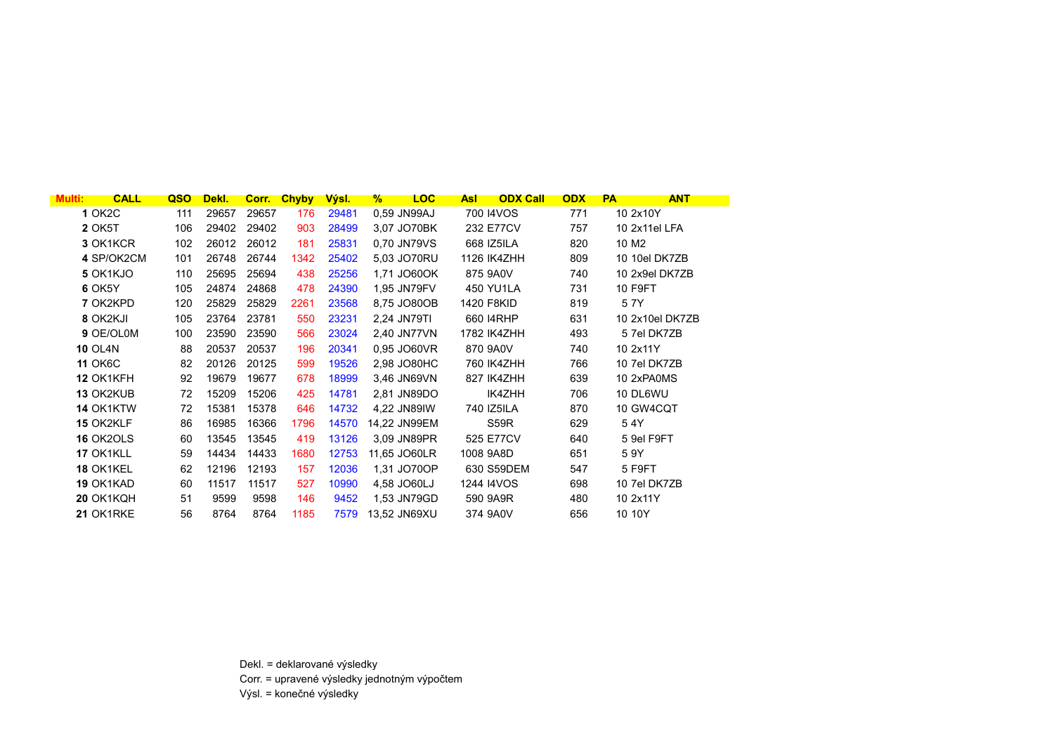| Multi: | CALL | QSO | Dekl. | Corr. | Chyby | Výsl. | % | LOC | Asl | ODX Call | ODX | PA | ANT |
|---|---|---|---|---|---|---|---|---|---|---|---|---|---|
| **1** | OK2C | 111 | 29657 | 29657 | 176 | 29481 | 0,59 | JN99AJ | 700 | I4VOS | 771 | 10 | 2x10Y |
| **2** | OK5T | 106 | 29402 | 29402 | 903 | 28499 | 3,07 | JO70BK | 232 | E77CV | 757 | 10 | 2x11el LFA |
| **3** | OK1KCR | 102 | 26012 | 26012 | 181 | 25831 | 0,70 | JN79VS | 668 | IZ5ILA | 820 | 10 | M2 |
| **4** | SP/OK2CM | 101 | 26748 | 26744 | 1342 | 25402 | 5,03 | JO70RU | 1126 | IK4ZHH | 809 | 10 | 10el DK7ZB |
| **5** | OK1KJO | 110 | 25695 | 25694 | 438 | 25256 | 1,71 | JO60OK | 875 | 9A0V | 740 | 10 | 2x9el DK7ZB |
| **6** | OK5Y | 105 | 24874 | 24868 | 478 | 24390 | 1,95 | JN79FV | 450 | YU1LA | 731 | 10 | F9FT |
| **7** | OK2KPD | 120 | 25829 | 25829 | 2261 | 23568 | 8,75 | JO80OB | 1420 | F8KID | 819 | 5 | 7Y |
| **8** | OK2KJI | 105 | 23764 | 23781 | 550 | 23231 | 2,24 | JN79TI | 660 | I4RHP | 631 | 10 | 2x10el DK7ZB |
| **9** | OE/OL0M | 100 | 23590 | 23590 | 566 | 23024 | 2,40 | JN77VN | 1782 | IK4ZHH | 493 | 5 | 7el DK7ZB |
| **10** | OL4N | 88 | 20537 | 20537 | 196 | 20341 | 0,95 | JO60VR | 870 | 9A0V | 740 | 10 | 2x11Y |
| **11** | OK6C | 82 | 20126 | 20125 | 599 | 19526 | 2,98 | JO80HC | 760 | IK4ZHH | 766 | 10 | 7el DK7ZB |
| **12** | OK1KFH | 92 | 19679 | 19677 | 678 | 18999 | 3,46 | JN69VN | 827 | IK4ZHH | 639 | 10 | 2xPA0MS |
| **13** | OK2KUB | 72 | 15209 | 15206 | 425 | 14781 | 2,81 | JN89DO | | IK4ZHH | 706 | 10 | DL6WU |
| **14** | OK1KTW | 72 | 15381 | 15378 | 646 | 14732 | 4,22 | JN89IW | 740 | IZ5ILA | 870 | 10 | GW4CQT |
| **15** | OK2KLF | 86 | 16985 | 16366 | 1796 | 14570 | 14,22 | JN99EM | | S59R | 629 | 5 | 4Y |
| **16** | OK2OLS | 60 | 13545 | 13545 | 419 | 13126 | 3,09 | JN89PR | 525 | E77CV | 640 | 5 | 9el F9FT |
| **17** | OK1KLL | 59 | 14434 | 14433 | 1680 | 12753 | 11,65 | JO60LR | 1008 | 9A8D | 651 | 5 | 9Y |
| **18** | OK1KEL | 62 | 12196 | 12193 | 157 | 12036 | 1,31 | JO70OP | 630 | S59DEM | 547 | 5 | F9FT |
| **19** | OK1KAD | 60 | 11517 | 11517 | 527 | 10990 | 4,58 | JO60LJ | 1244 | I4VOS | 698 | 10 | 7el DK7ZB |
| **20** | OK1KQH | 51 | 9599 | 9598 | 146 | 9452 | 1,53 | JN79GD | 590 | 9A9R | 480 | 10 | 2x11Y |
| **21** | OK1RKE | 56 | 8764 | 8764 | 1185 | 7579 | 13,52 | JN69XU | 374 | 9A0V | 656 | 10 | 10Y |

Dekl. = deklarované výsledky

Corr. = upravené výsledky jednotným výpočtem

Výsl. = konečné výsledky